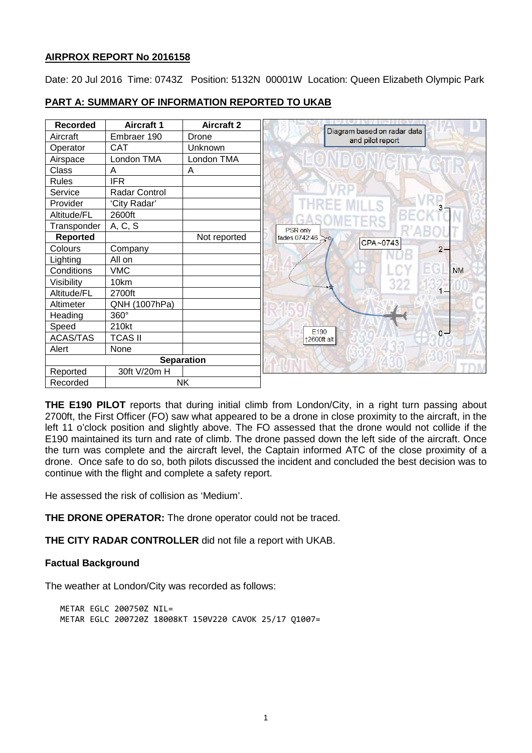**AIRPROX REPORT No 2016158**

Date: 20 Jul 2016 Time: 0743Z Position: 5132N 00001W Location: Queen Elizabeth Olympic Park

**PART A: SUMMARY OF INFORMATION REPORTED TO UKAB**

| Recorded | Aircraft 1 | Aircraft 2 |
|---|---|---|
| Aircraft | Embraer 190 | Drone |
| Operator | CAT | Unknown |
| Airspace | London TMA | London TMA |
| Class | A | A |
| Rules | IFR | |
| Service | Radar Control | |
| Provider | 'City Radar' | |
| Altitude/FL | 2600ft | |
| Transponder | A, C, S | |
| **Reported** | | Not reported |
| Colours | Company | |
| Lighting | All on | |
| Conditions | VMC | |
| Visibility | 10km | |
| Altitude/FL | 2700ft | |
| Altimeter | QNH (1007hPa) | |
| Heading | 360° | |
| Speed | 210kt | |
| ACAS/TAS | TCAS II | |
| Alert | None | |
| **Separation** | | |
| Reported | 30ft V/20m H | |
| Recorded | NK | |

Diagram based on radar data and pilot report

PSR only fades 0742:46

CPA~0743

E190 ↑2600ft alt

**THE E190 PILOT** reports that during initial climb from London/City, in a right turn passing about 2700ft, the First Officer (FO) saw what appeared to be a drone in close proximity to the aircraft, in the left 11 o'clock position and slightly above. The FO assessed that the drone would not collide if the E190 maintained its turn and rate of climb. The drone passed down the left side of the aircraft. Once the turn was complete and the aircraft level, the Captain informed ATC of the close proximity of a drone. Once safe to do so, both pilots discussed the incident and concluded the best decision was to continue with the flight and complete a safety report.

He assessed the risk of collision as 'Medium'.

**THE DRONE OPERATOR:** The drone operator could not be traced.

**THE CITY RADAR CONTROLLER** did not file a report with UKAB.

**Factual Background**

The weather at London/City was recorded as follows:

```
METAR EGLC 200750Z NIL=
METAR EGLC 200720Z 18008KT 150V220 CAVOK 25/17 Q1007=
```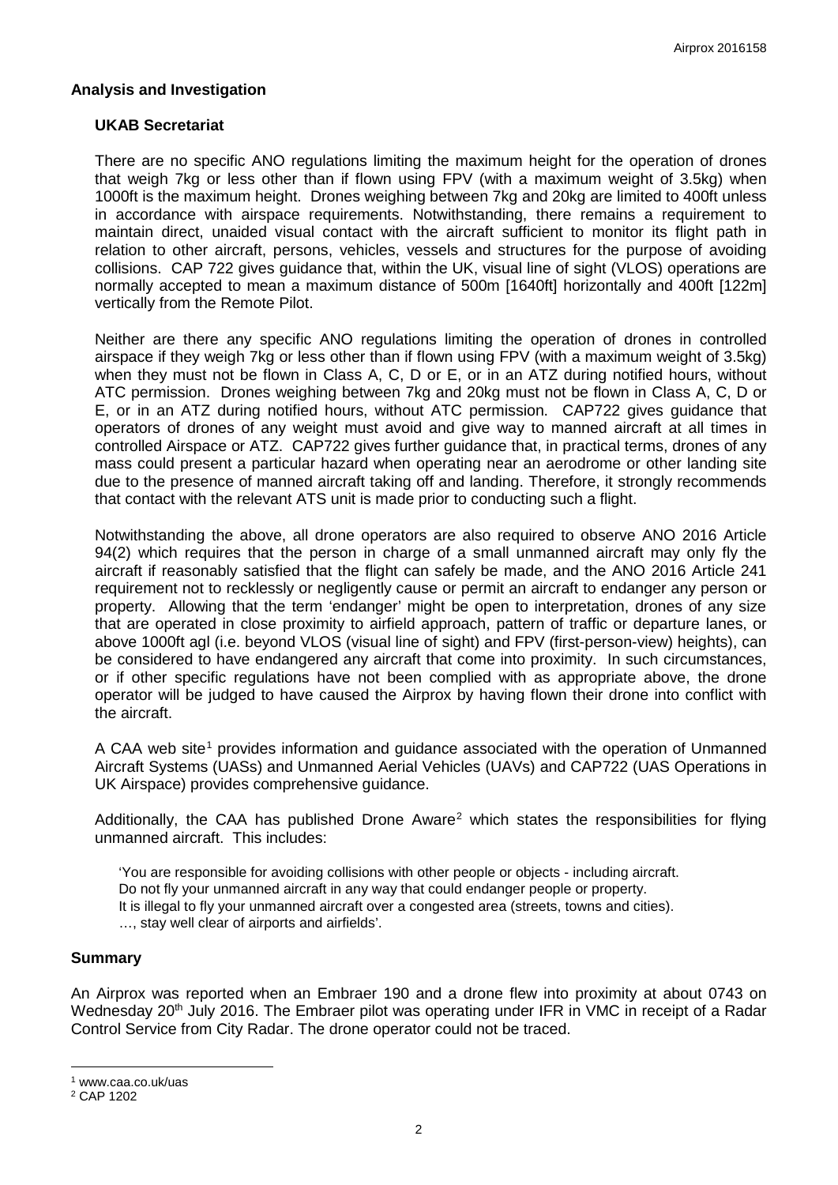## Analysis and Investigation

### UKAB Secretariat

There are no specific ANO regulations limiting the maximum height for the operation of drones that weigh 7kg or less other than if flown using FPV (with a maximum weight of 3.5kg) when 1000ft is the maximum height. Drones weighing between 7kg and 20kg are limited to 400ft unless in accordance with airspace requirements. Notwithstanding, there remains a requirement to maintain direct, unaided visual contact with the aircraft sufficient to monitor its flight path in relation to other aircraft, persons, vehicles, vessels and structures for the purpose of avoiding collisions. CAP 722 gives guidance that, within the UK, visual line of sight (VLOS) operations are normally accepted to mean a maximum distance of 500m [1640ft] horizontally and 400ft [122m] vertically from the Remote Pilot.

Neither are there any specific ANO regulations limiting the operation of drones in controlled airspace if they weigh 7kg or less other than if flown using FPV (with a maximum weight of 3.5kg) when they must not be flown in Class A, C, D or E, or in an ATZ during notified hours, without ATC permission. Drones weighing between 7kg and 20kg must not be flown in Class A, C, D or E, or in an ATZ during notified hours, without ATC permission. CAP722 gives guidance that operators of drones of any weight must avoid and give way to manned aircraft at all times in controlled Airspace or ATZ. CAP722 gives further guidance that, in practical terms, drones of any mass could present a particular hazard when operating near an aerodrome or other landing site due to the presence of manned aircraft taking off and landing. Therefore, it strongly recommends that contact with the relevant ATS unit is made prior to conducting such a flight.

Notwithstanding the above, all drone operators are also required to observe ANO 2016 Article 94(2) which requires that the person in charge of a small unmanned aircraft may only fly the aircraft if reasonably satisfied that the flight can safely be made, and the ANO 2016 Article 241 requirement not to recklessly or negligently cause or permit an aircraft to endanger any person or property. Allowing that the term 'endanger' might be open to interpretation, drones of any size that are operated in close proximity to airfield approach, pattern of traffic or departure lanes, or above 1000ft agl (i.e. beyond VLOS (visual line of sight) and FPV (first-person-view) heights), can be considered to have endangered any aircraft that come into proximity. In such circumstances, or if other specific regulations have not been complied with as appropriate above, the drone operator will be judged to have caused the Airprox by having flown their drone into conflict with the aircraft.

A CAA web site[1] provides information and guidance associated with the operation of Unmanned Aircraft Systems (UASs) and Unmanned Aerial Vehicles (UAVs) and CAP722 (UAS Operations in UK Airspace) provides comprehensive guidance.

Additionally, the CAA has published Drone Aware[2] which states the responsibilities for flying unmanned aircraft. This includes:

> 'You are responsible for avoiding collisions with other people or objects - including aircraft.
> Do not fly your unmanned aircraft in any way that could endanger people or property.
> It is illegal to fly your unmanned aircraft over a congested area (streets, towns and cities).
> …, stay well clear of airports and airfields'.

## Summary

An Airprox was reported when an Embraer 190 and a drone flew into proximity at about 0743 on Wednesday 20th July 2016. The Embraer pilot was operating under IFR in VMC in receipt of a Radar Control Service from City Radar. The drone operator could not be traced.

---

[1] www.caa.co.uk/uas
[2] CAP 1202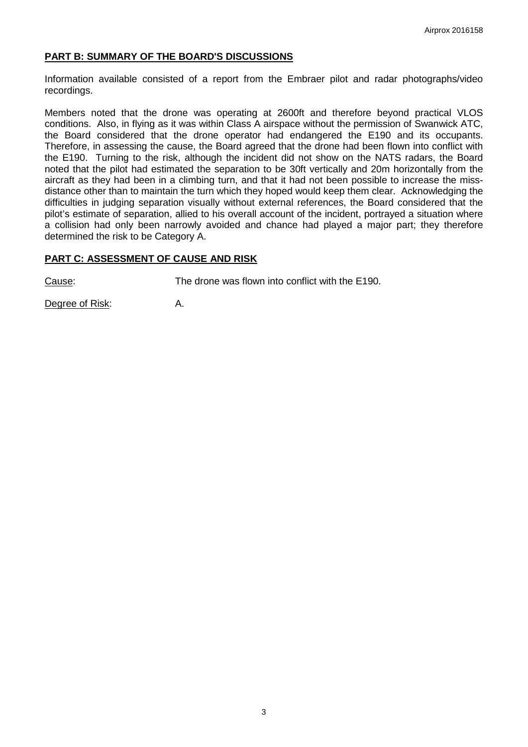## PART B: SUMMARY OF THE BOARD'S DISCUSSIONS

Information available consisted of a report from the Embraer pilot and radar photographs/video recordings.

Members noted that the drone was operating at 2600ft and therefore beyond practical VLOS conditions. Also, in flying as it was within Class A airspace without the permission of Swanwick ATC, the Board considered that the drone operator had endangered the E190 and its occupants. Therefore, in assessing the cause, the Board agreed that the drone had been flown into conflict with the E190. Turning to the risk, although the incident did not show on the NATS radars, the Board noted that the pilot had estimated the separation to be 30ft vertically and 20m horizontally from the aircraft as they had been in a climbing turn, and that it had not been possible to increase the miss-distance other than to maintain the turn which they hoped would keep them clear. Acknowledging the difficulties in judging separation visually without external references, the Board considered that the pilot's estimate of separation, allied to his overall account of the incident, portrayed a situation where a collision had only been narrowly avoided and chance had played a major part; they therefore determined the risk to be Category A.

## PART C: ASSESSMENT OF CAUSE AND RISK

Cause: The drone was flown into conflict with the E190.

Degree of Risk: A.